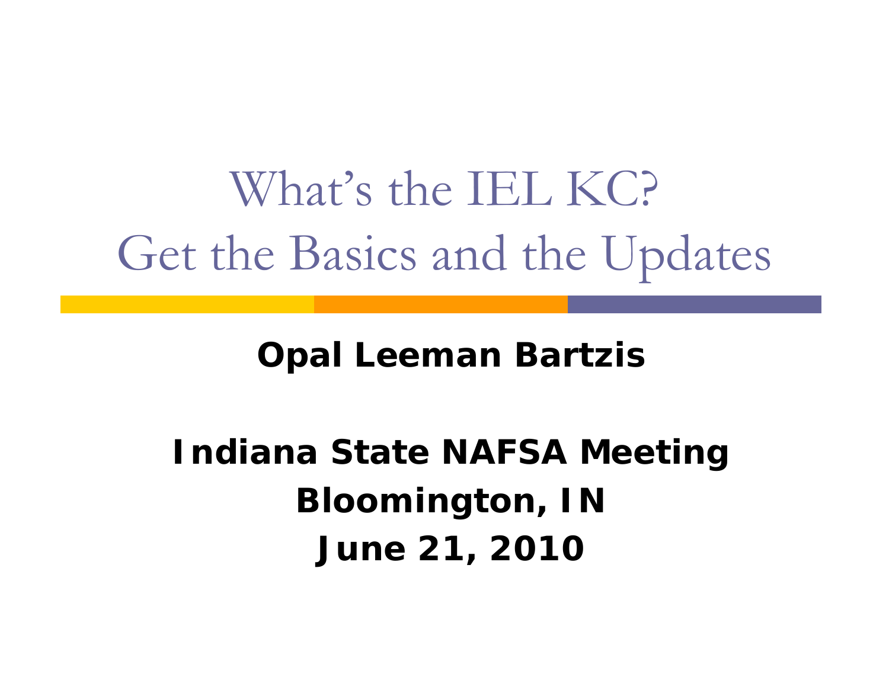# What's the IEL KC? Get the Basics and the Updates

**Opal Leeman Bartzis**

**Indiana State NAFSA Meeting**
**Bloomington, IN**
**June 21, 2010**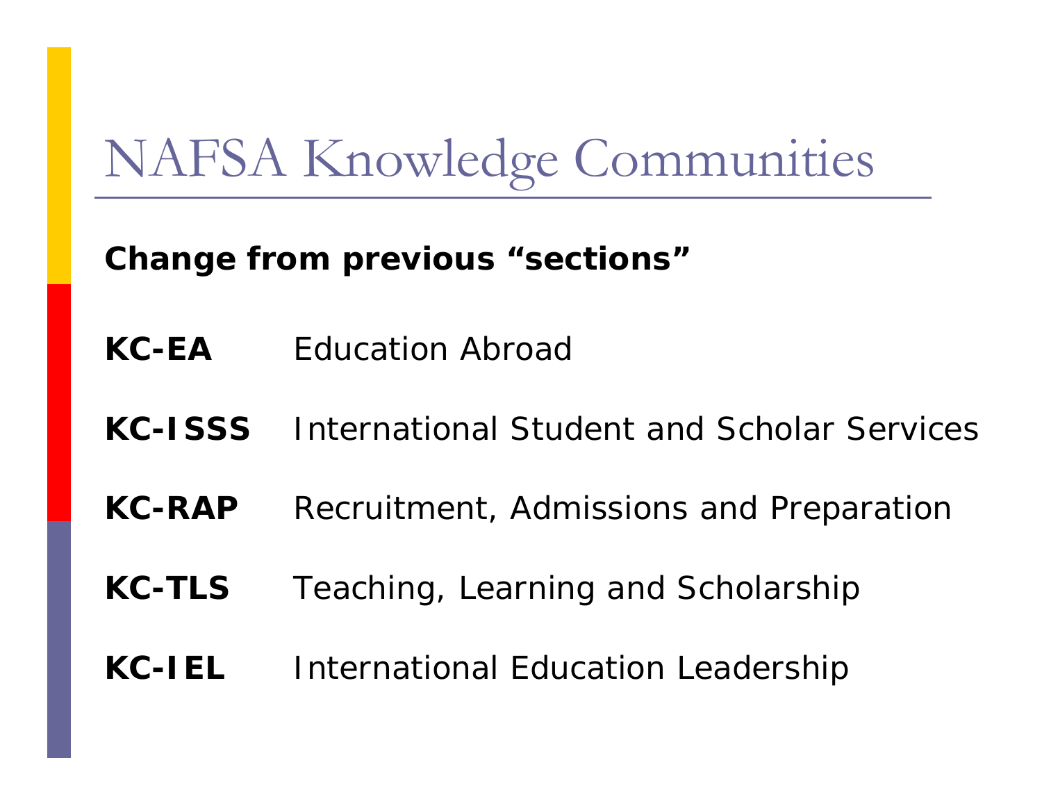# NAFSA Knowledge Communities

**Change from previous "sections"**

**KC-EA** Education Abroad

**KC-ISSS** International Student and Scholar Services

**KC-RAP** Recruitment, Admissions and Preparation

**KC-TLS** Teaching, Learning and Scholarship

**KC-IEL** International Education Leadership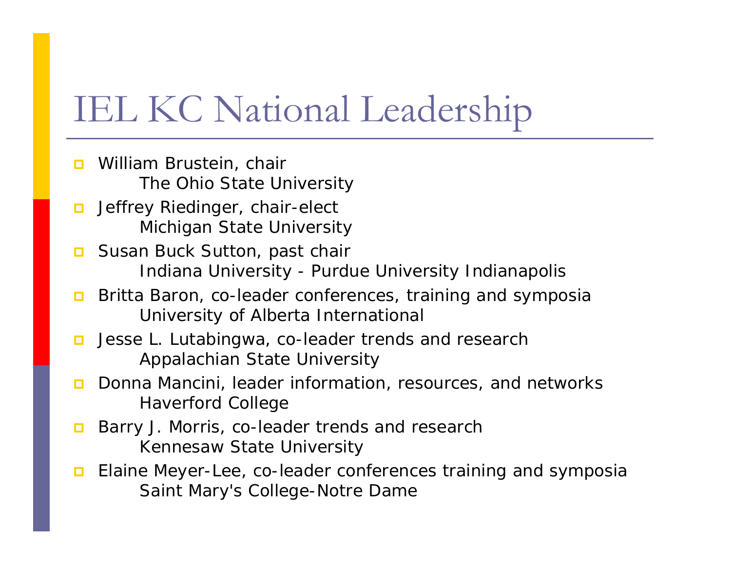# IEL KC National Leadership

- William Brustein, chair
  The Ohio State University
- Jeffrey Riedinger, chair-elect
  Michigan State University
- Susan Buck Sutton, past chair
  Indiana University - Purdue University Indianapolis
- Britta Baron, co-leader conferences, training and symposia
  University of Alberta International
- Jesse L. Lutabingwa, co-leader trends and research
  Appalachian State University
- Donna Mancini, leader information, resources, and networks
  Haverford College
- Barry J. Morris, co-leader trends and research
  Kennesaw State University
- Elaine Meyer-Lee, co-leader conferences training and symposia
  Saint Mary's College-Notre Dame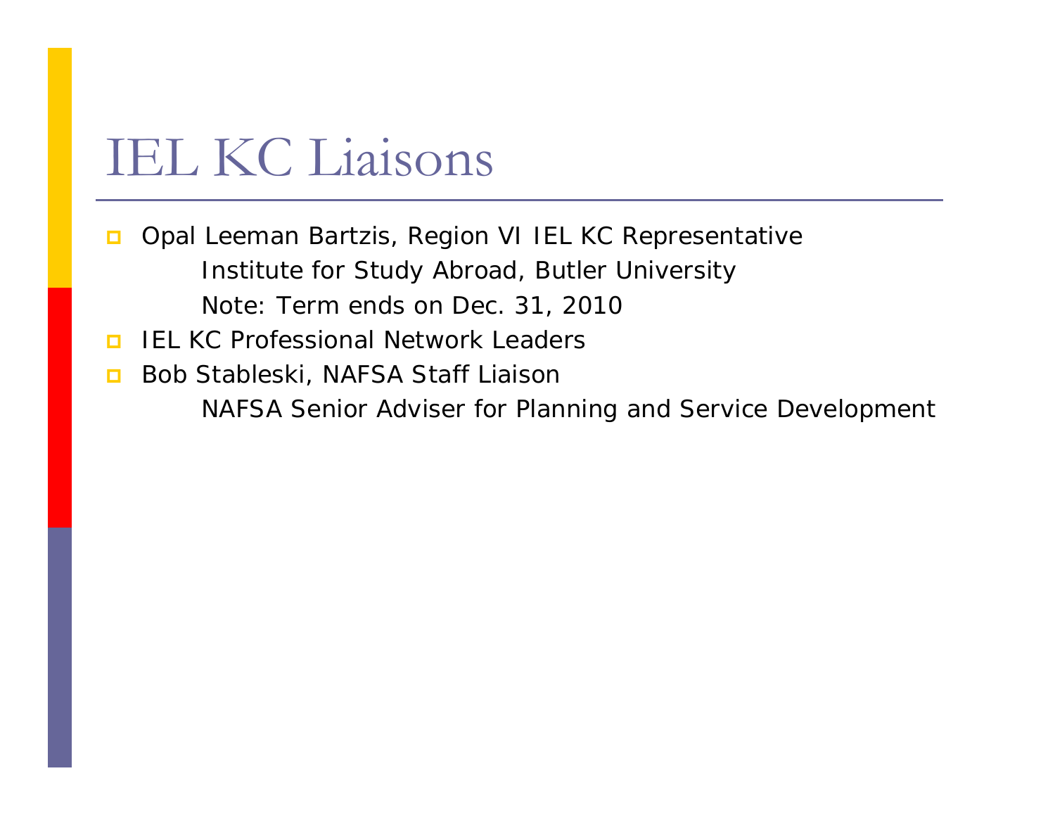# IEL KC Liaisons

- Opal Leeman Bartzis, Region VI IEL KC Representative
  Institute for Study Abroad, Butler University
  Note: Term ends on Dec. 31, 2010
- IEL KC Professional Network Leaders
- Bob Stableski, NAFSA Staff Liaison
  NAFSA Senior Adviser for Planning and Service Development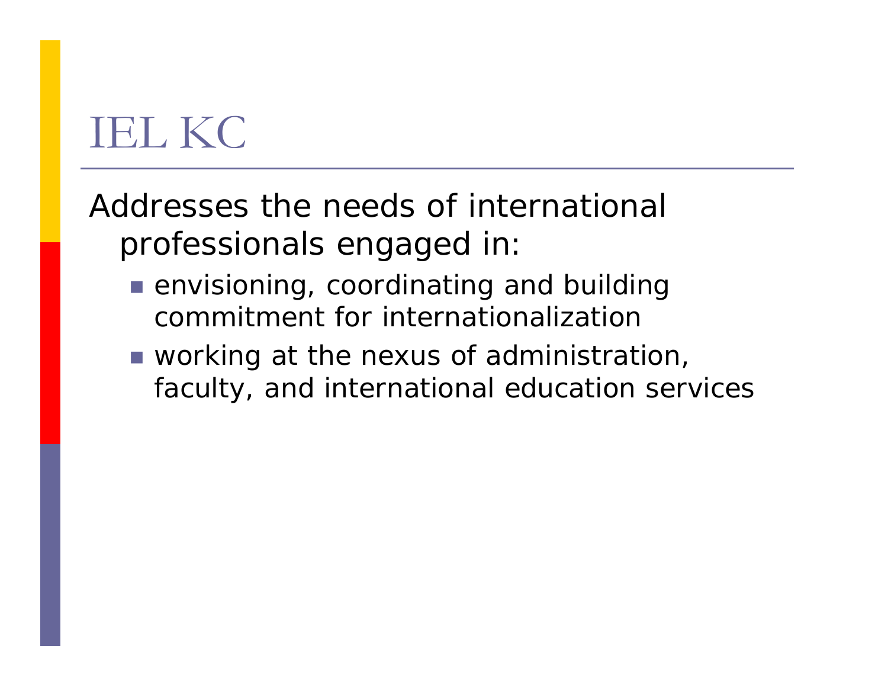# IEL KC

Addresses the needs of international professionals engaged in:

- envisioning, coordinating and building commitment for internationalization
- working at the nexus of administration, faculty, and international education services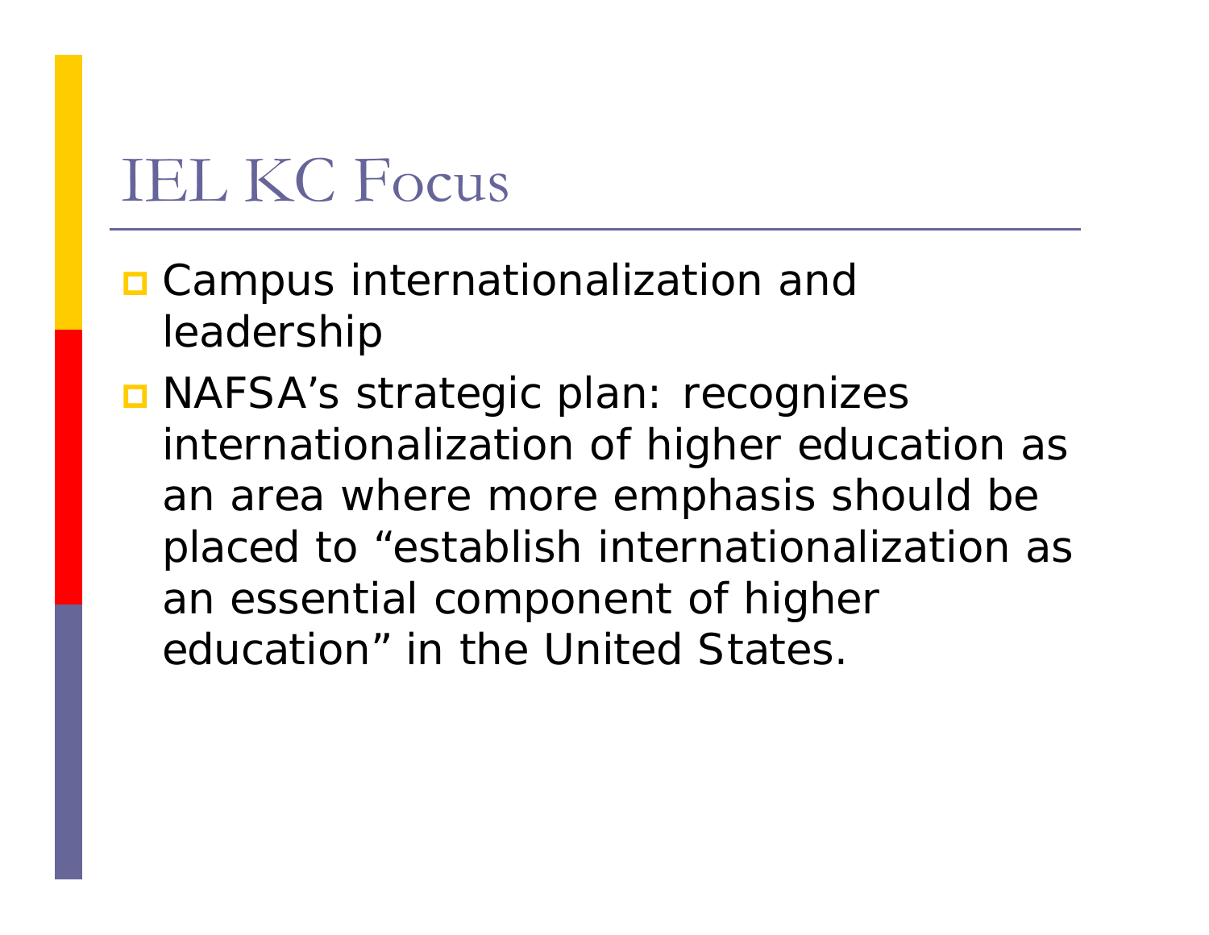# IEL KC Focus

- Campus internationalization and leadership
- NAFSA’s strategic plan: recognizes internationalization of higher education as an area where more emphasis should be placed to “establish internationalization as an essential component of higher education” in the United States.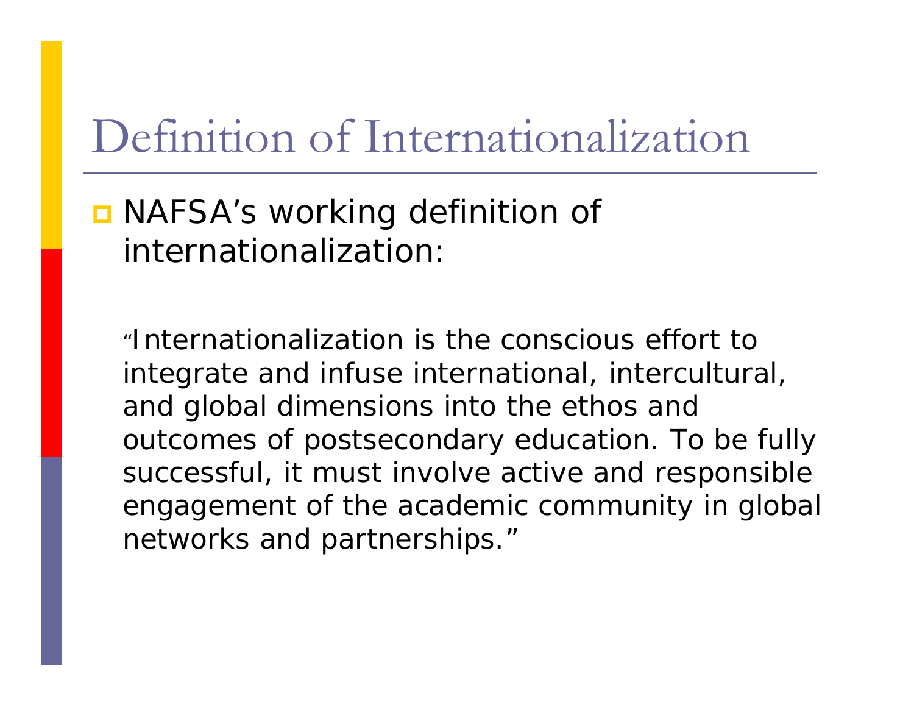# Definition of Internationalization

- NAFSA's working definition of internationalization:

"Internationalization is the conscious effort to integrate and infuse international, intercultural, and global dimensions into the ethos and outcomes of postsecondary education. To be fully successful, it must involve active and responsible engagement of the academic community in global networks and partnerships."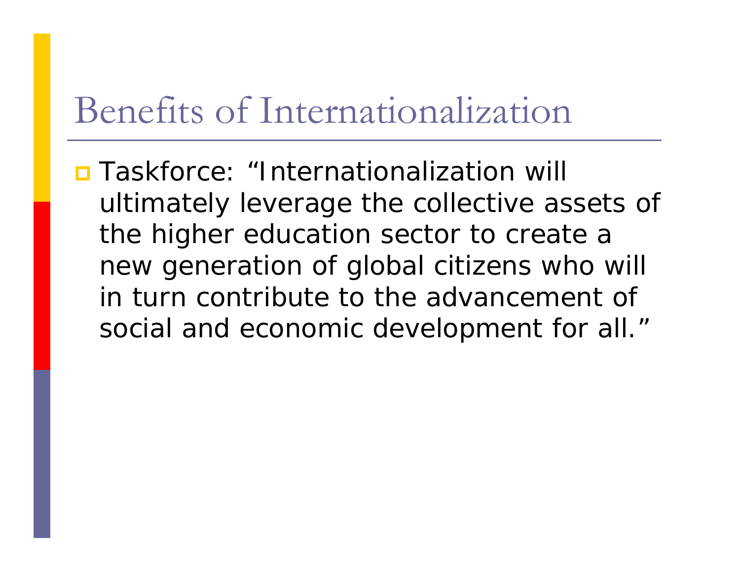# Benefits of Internationalization

- Taskforce: "Internationalization will ultimately leverage the collective assets of the higher education sector to create a new generation of global citizens who will in turn contribute to the advancement of social and economic development for all."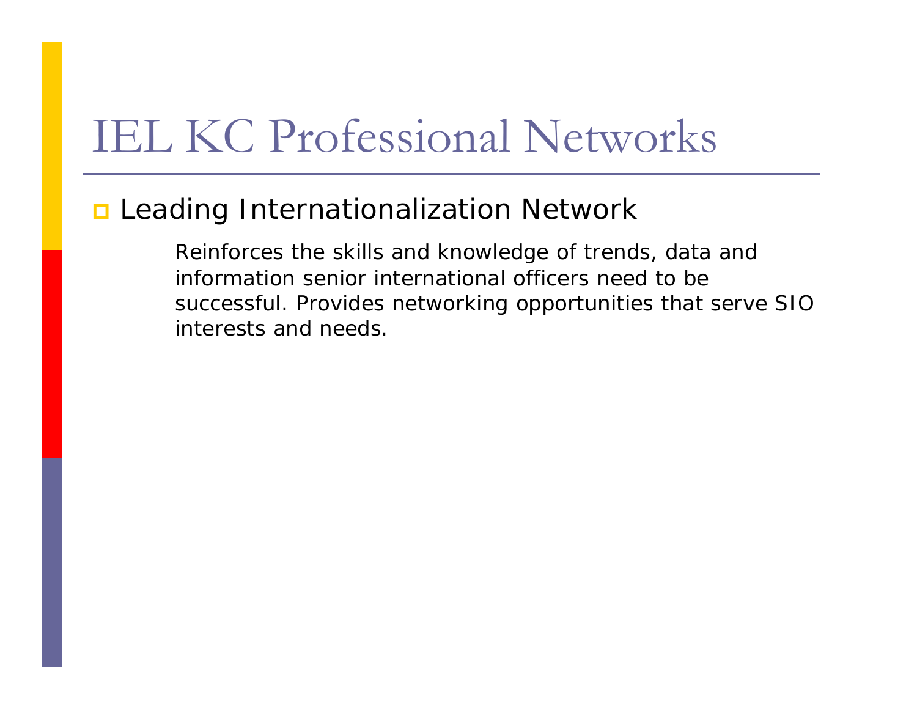# IEL KC Professional Networks

- Leading Internationalization Network

  Reinforces the skills and knowledge of trends, data and information senior international officers need to be successful. Provides networking opportunities that serve SIO interests and needs.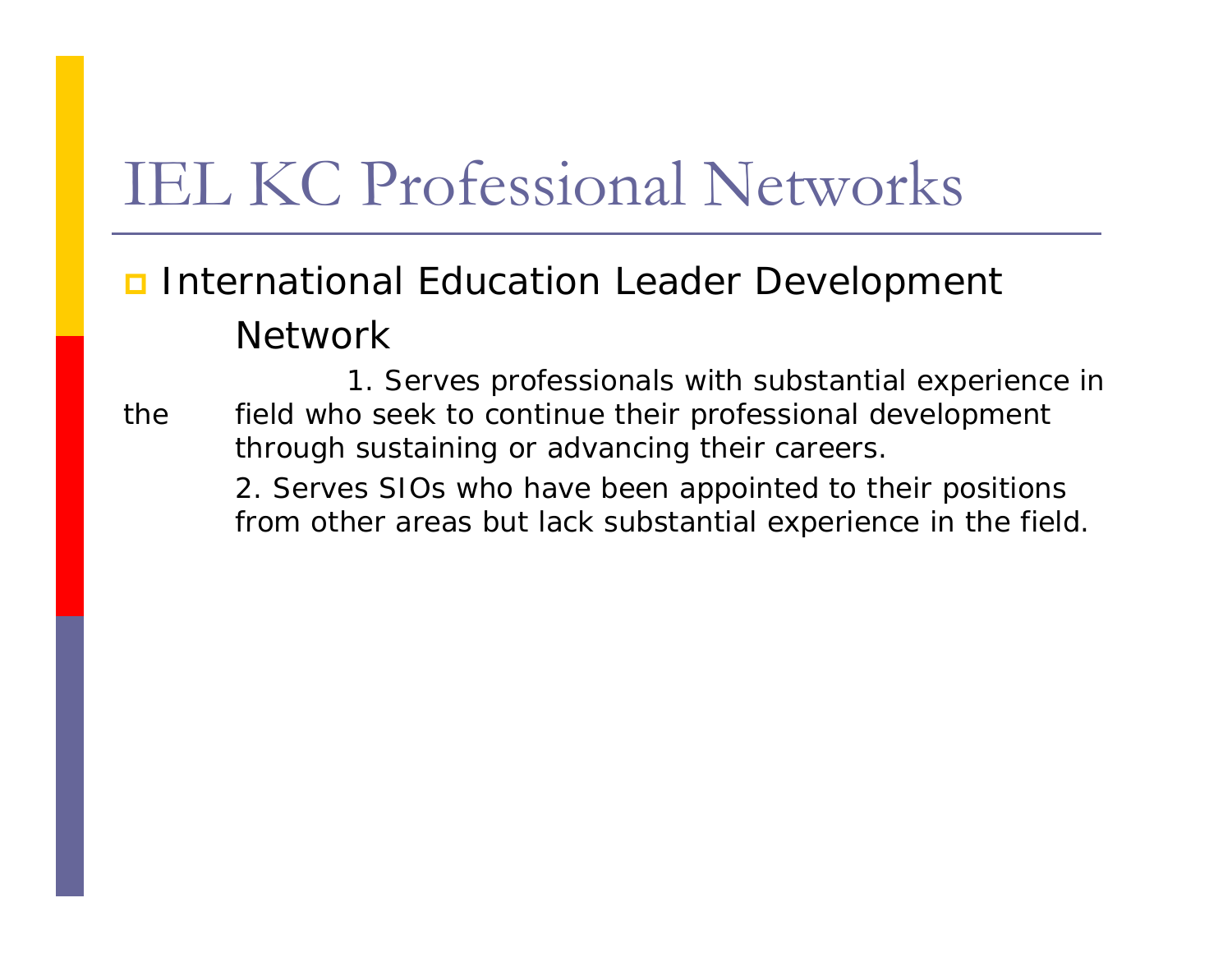# IEL KC Professional Networks

- International Education Leader Development Network

  1. Serves professionals with substantial experience in the field who seek to continue their professional development through sustaining or advancing their careers.

  2. Serves SIOs who have been appointed to their positions from other areas but lack substantial experience in the field.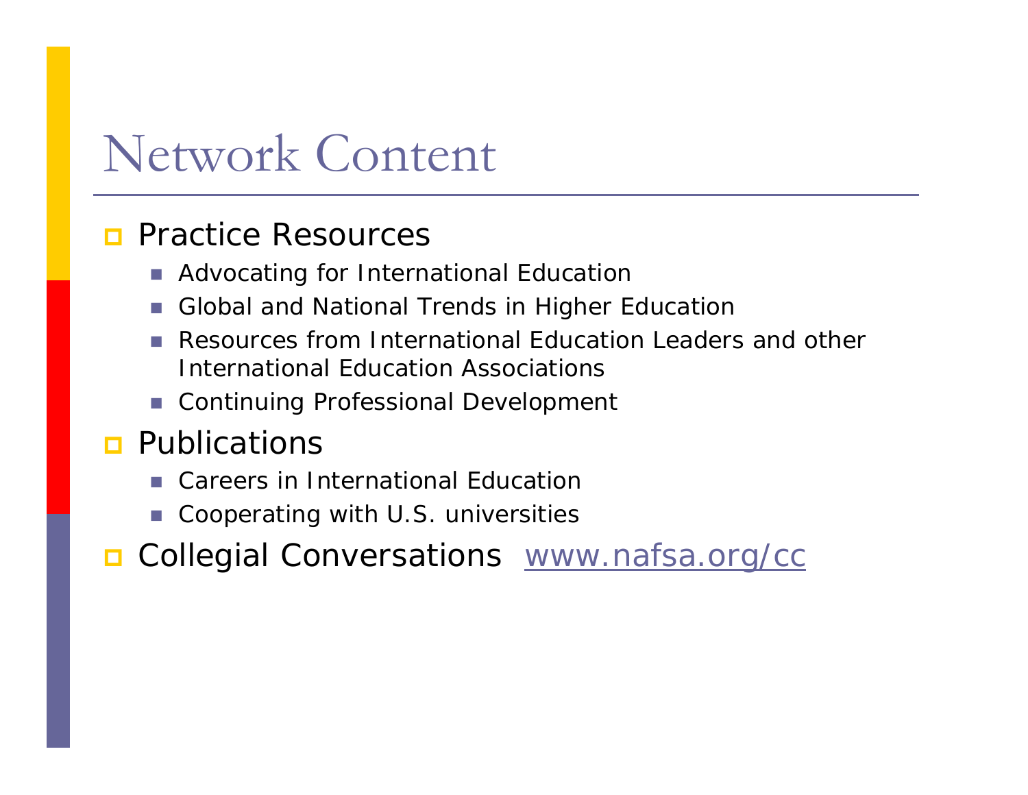# Network Content

- Practice Resources
  - Advocating for International Education
  - Global and National Trends in Higher Education
  - Resources from International Education Leaders and other International Education Associations
  - Continuing Professional Development
- Publications
  - Careers in International Education
  - Cooperating with U.S. universities
- Collegial Conversations [www.nafsa.org/cc](www.nafsa.org/cc)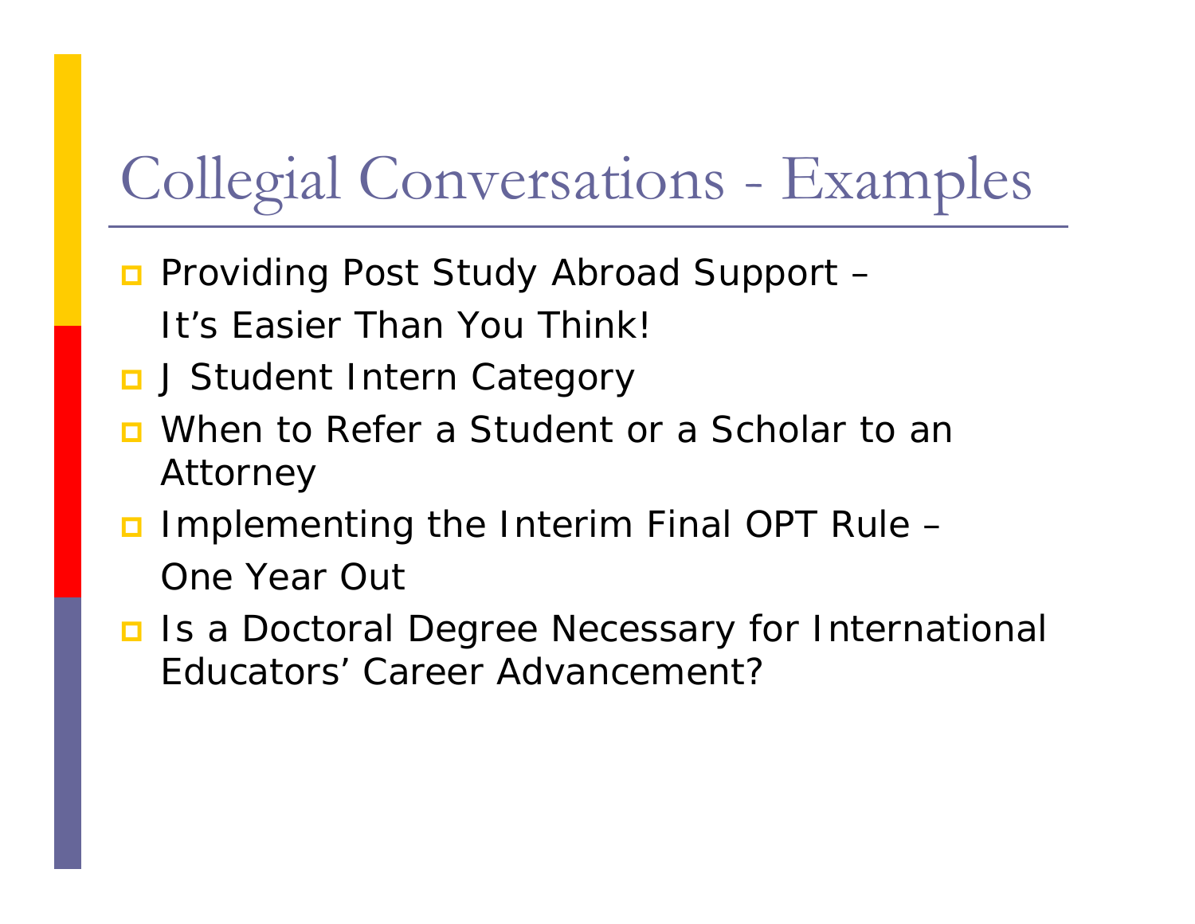# Collegial Conversations - Examples

- Providing Post Study Abroad Support – It's Easier Than You Think!
- J Student Intern Category
- When to Refer a Student or a Scholar to an Attorney
- Implementing the Interim Final OPT Rule – One Year Out
- Is a Doctoral Degree Necessary for International Educators' Career Advancement?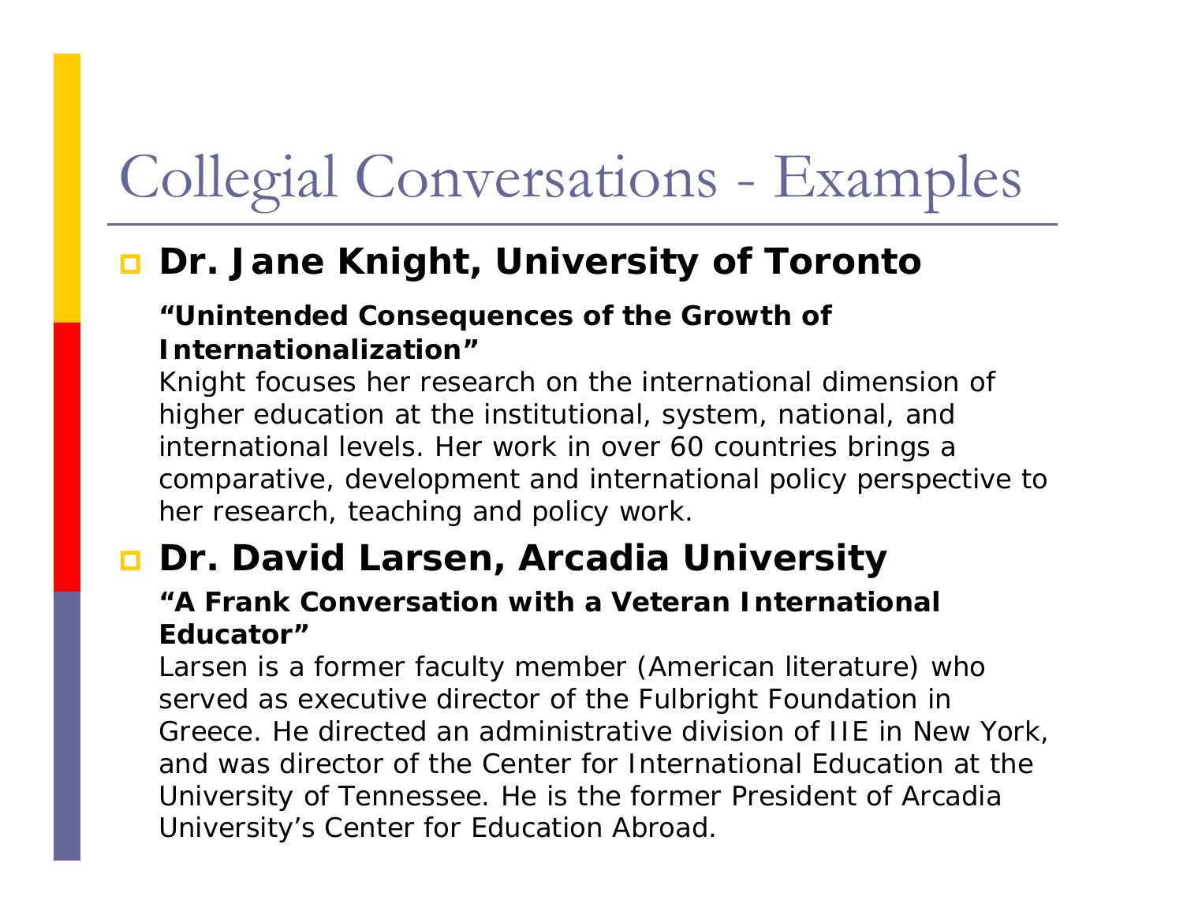# Collegial Conversations - Examples

- **Dr. Jane Knight, University of Toronto**

  **"Unintended Consequences of the Growth of Internationalization"**

  Knight focuses her research on the international dimension of higher education at the institutional, system, national, and international levels. Her work in over 60 countries brings a comparative, development and international policy perspective to her research, teaching and policy work.

- **Dr. David Larsen, Arcadia University**

  **"A Frank Conversation with a Veteran International Educator"**

  Larsen is a former faculty member (American literature) who served as executive director of the Fulbright Foundation in Greece. He directed an administrative division of IIE in New York, and was director of the Center for International Education at the University of Tennessee. He is the former President of Arcadia University's Center for Education Abroad.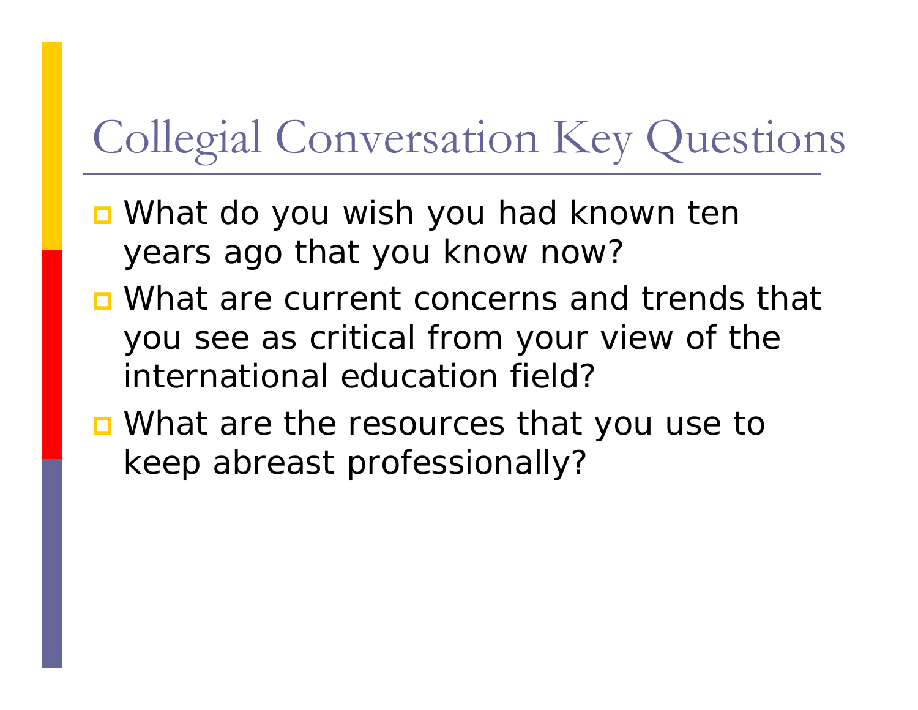# Collegial Conversation Key Questions

- What do you wish you had known ten years ago that you know now?
- What are current concerns and trends that you see as critical from your view of the international education field?
- What are the resources that you use to keep abreast professionally?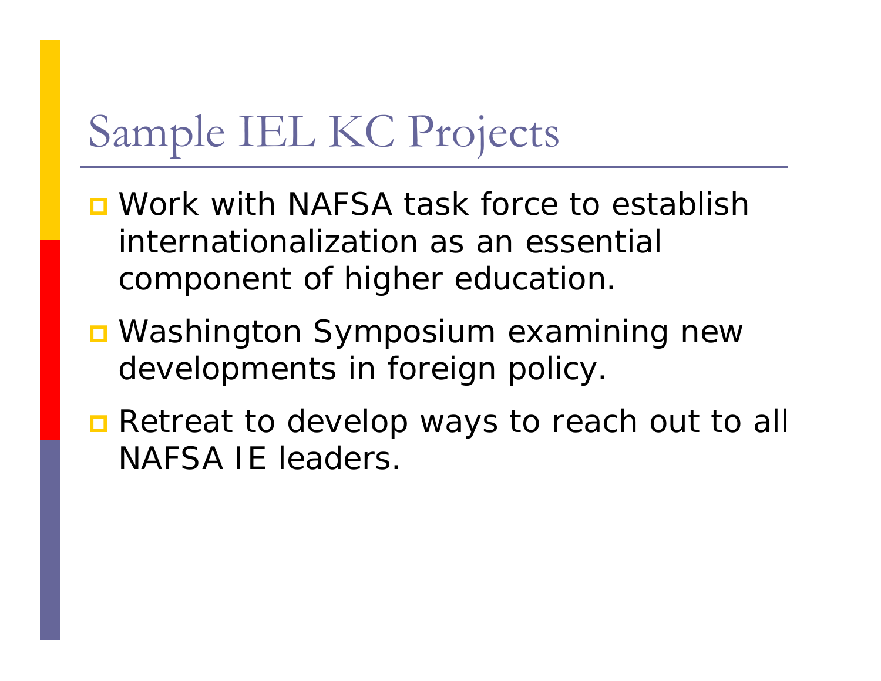# Sample IEL KC Projects

- Work with NAFSA task force to establish internationalization as an essential component of higher education.
- Washington Symposium examining new developments in foreign policy.
- Retreat to develop ways to reach out to all NAFSA IE leaders.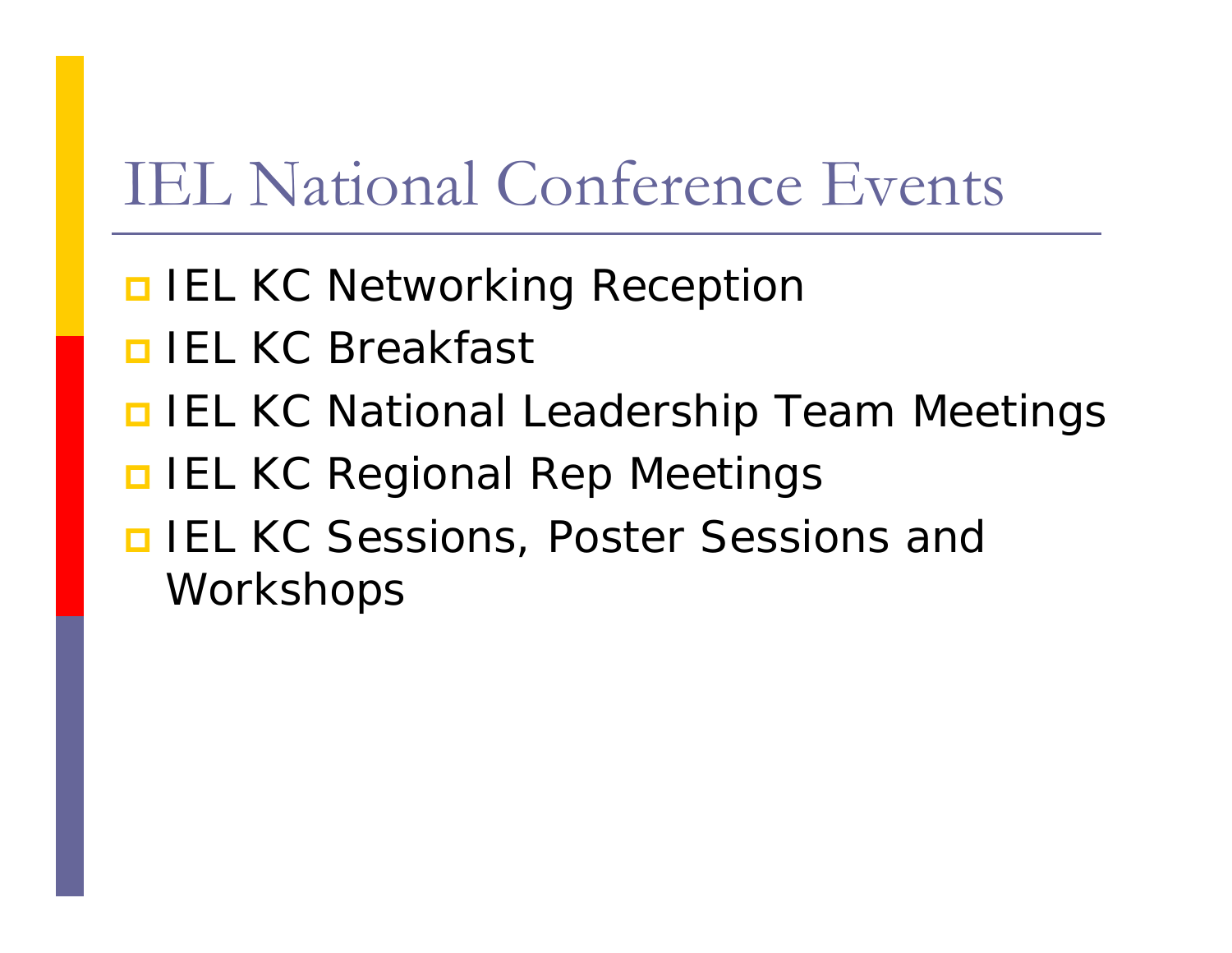# IEL National Conference Events

- IEL KC Networking Reception
- IEL KC Breakfast
- IEL KC National Leadership Team Meetings
- IEL KC Regional Rep Meetings
- IEL KC Sessions, Poster Sessions and Workshops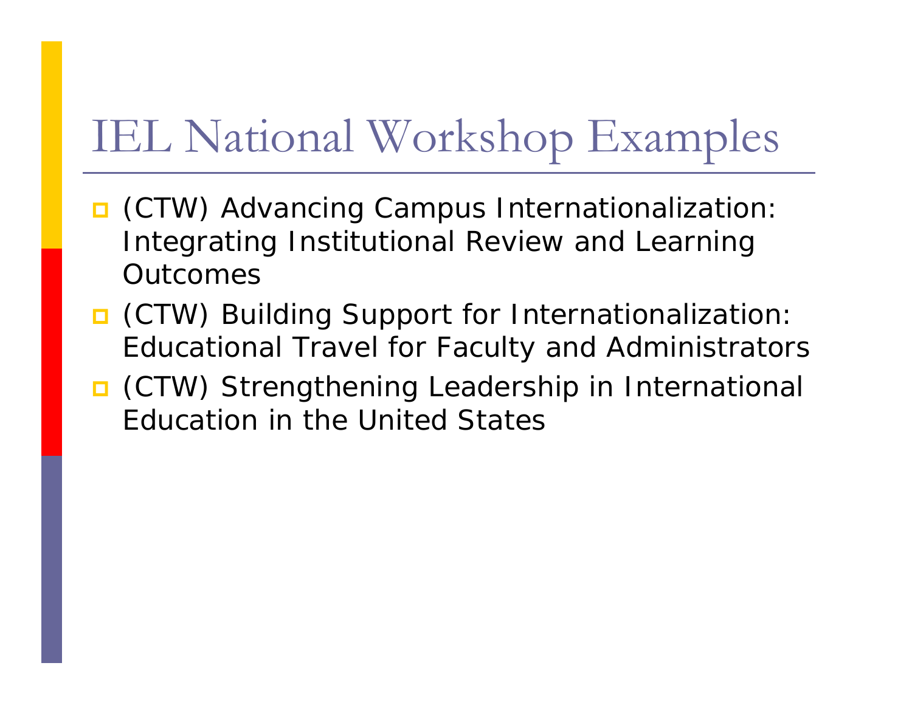# IEL National Workshop Examples

- (CTW) Advancing Campus Internationalization: Integrating Institutional Review and Learning Outcomes
- (CTW) Building Support for Internationalization: Educational Travel for Faculty and Administrators
- (CTW) Strengthening Leadership in International Education in the United States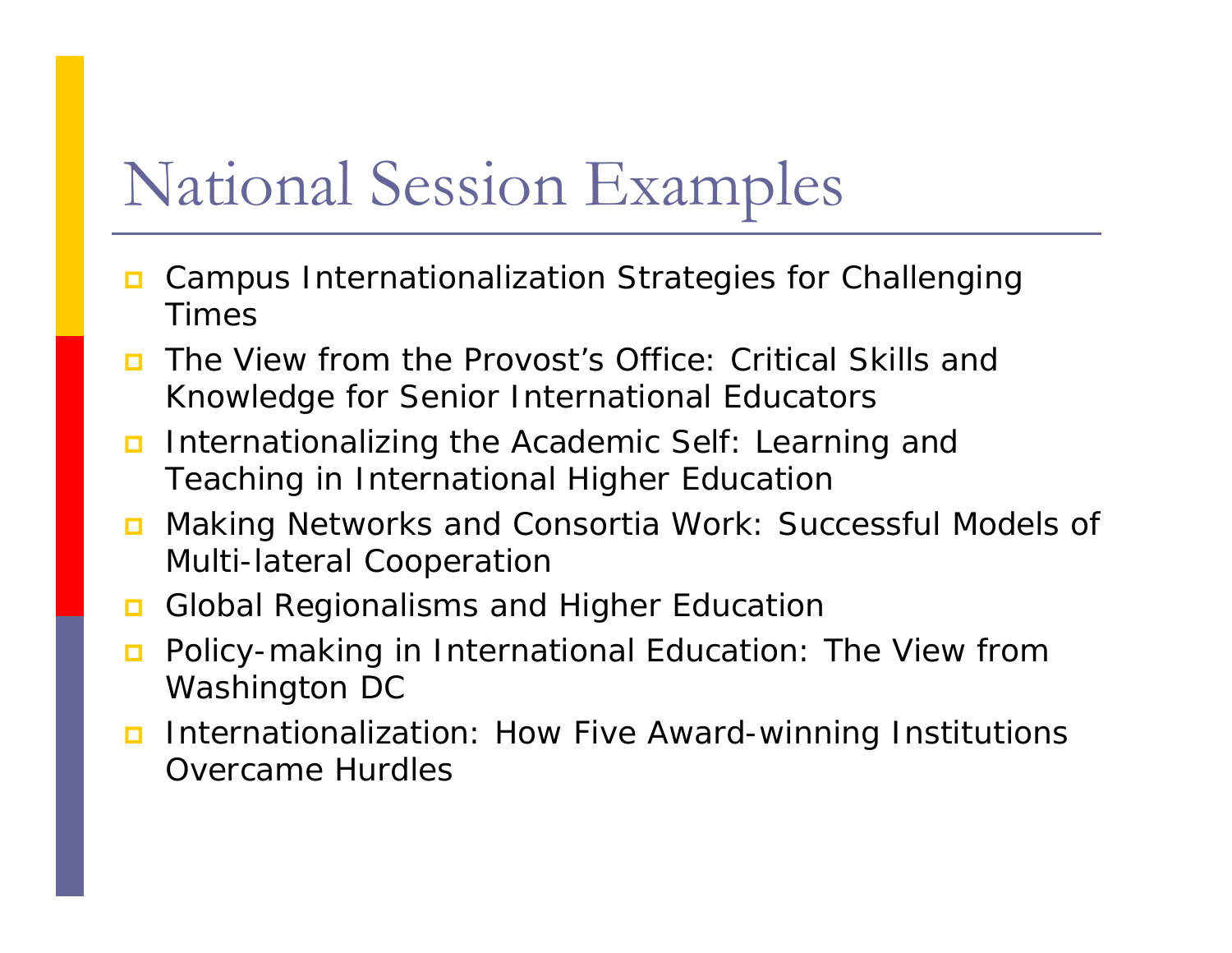# National Session Examples

- Campus Internationalization Strategies for Challenging Times
- The View from the Provost’s Office: Critical Skills and Knowledge for Senior International Educators
- Internationalizing the Academic Self: Learning and Teaching in International Higher Education
- Making Networks and Consortia Work: Successful Models of Multi-lateral Cooperation
- Global Regionalisms and Higher Education
- Policy-making in International Education: The View from Washington DC
- Internationalization: How Five Award-winning Institutions Overcame Hurdles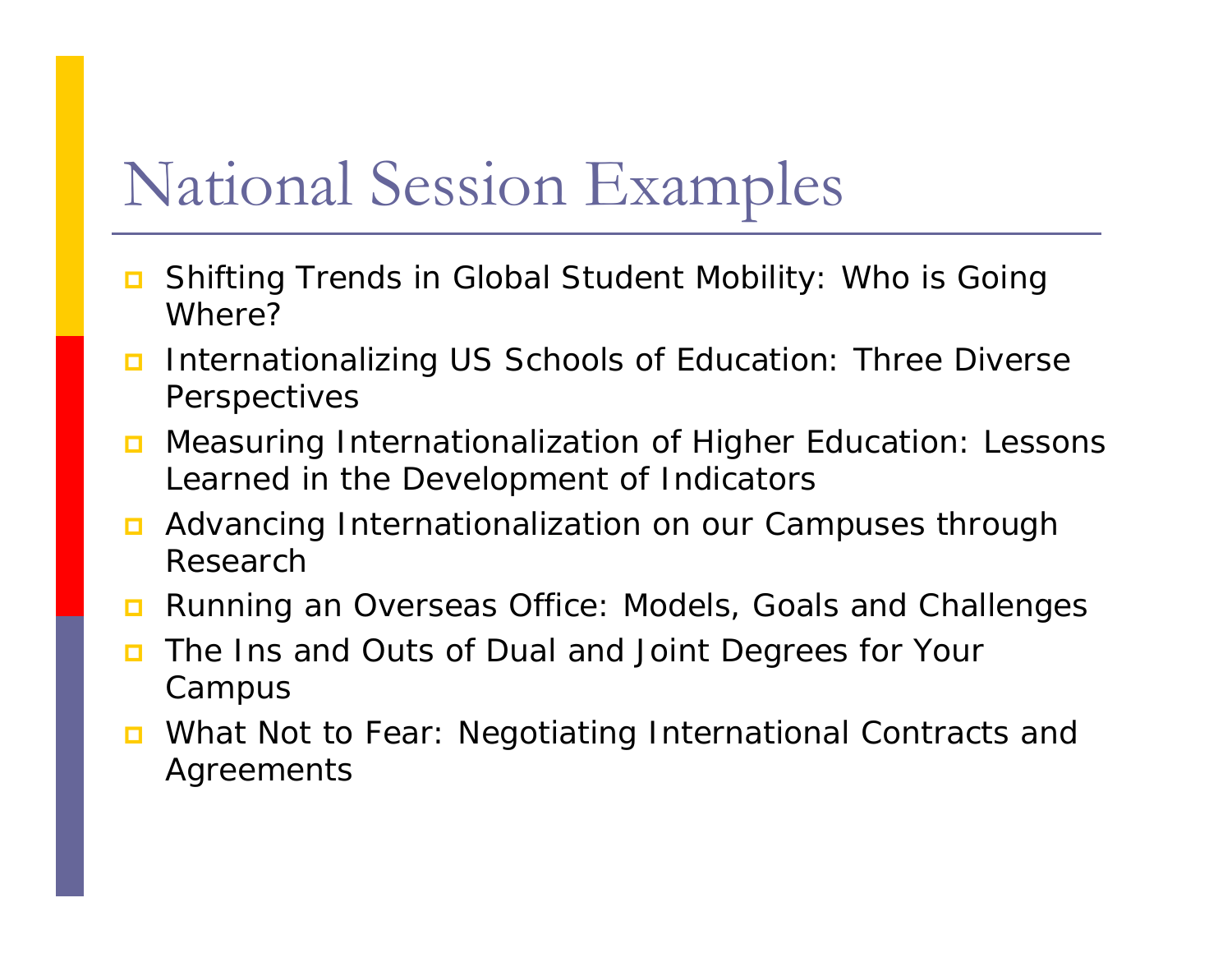# National Session Examples

- Shifting Trends in Global Student Mobility: Who is Going Where?
- Internationalizing US Schools of Education: Three Diverse Perspectives
- Measuring Internationalization of Higher Education: Lessons Learned in the Development of Indicators
- Advancing Internationalization on our Campuses through Research
- Running an Overseas Office: Models, Goals and Challenges
- The Ins and Outs of Dual and Joint Degrees for Your Campus
- What Not to Fear: Negotiating International Contracts and Agreements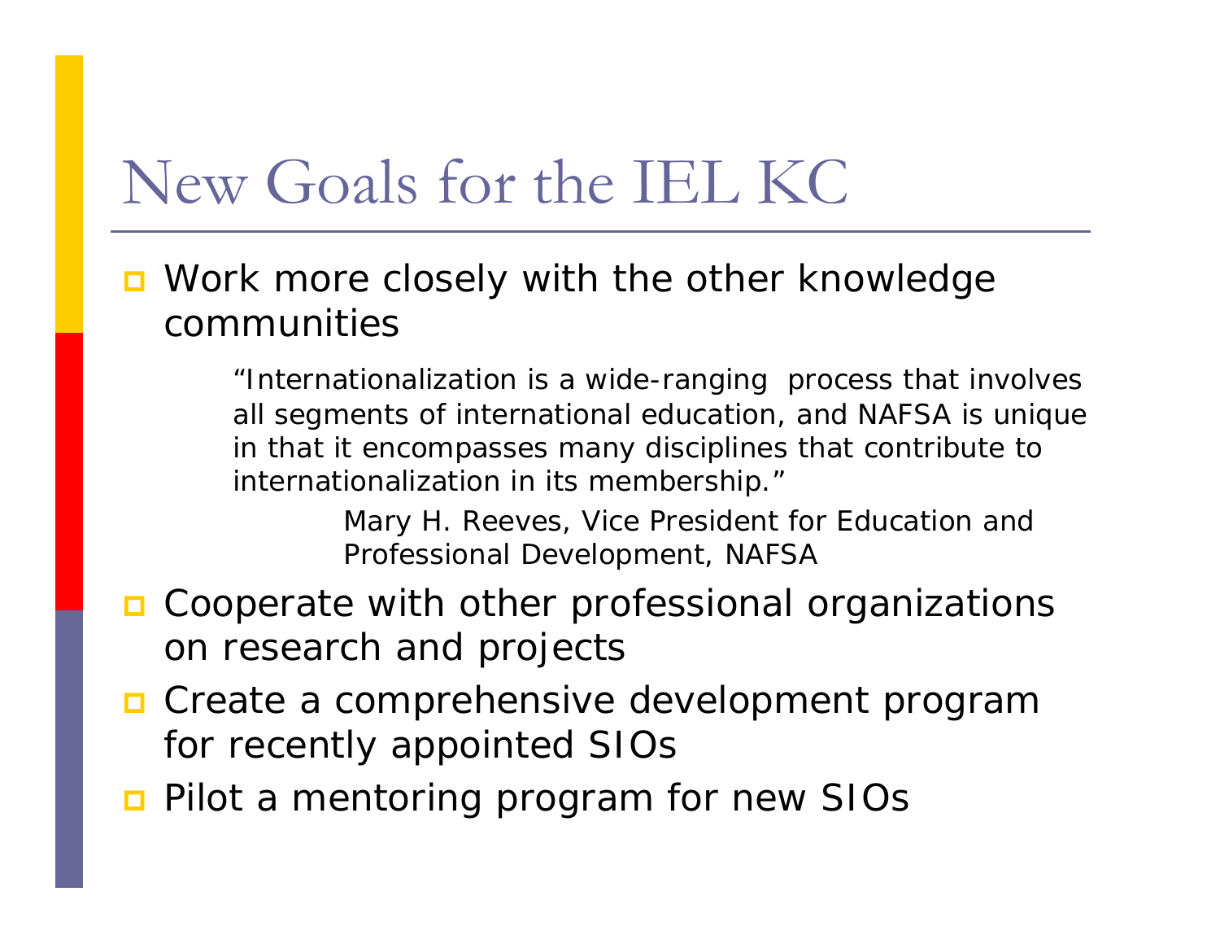# New Goals for the IEL KC

- Work more closely with the other knowledge communities

> "Internationalization is a wide-ranging process that involves all segments of international education, and NAFSA is unique in that it encompasses many disciplines that contribute to internationalization in its membership."
>
> Mary H. Reeves, Vice President for Education and Professional Development, NAFSA

- Cooperate with other professional organizations on research and projects
- Create a comprehensive development program for recently appointed SIOs
- Pilot a mentoring program for new SIOs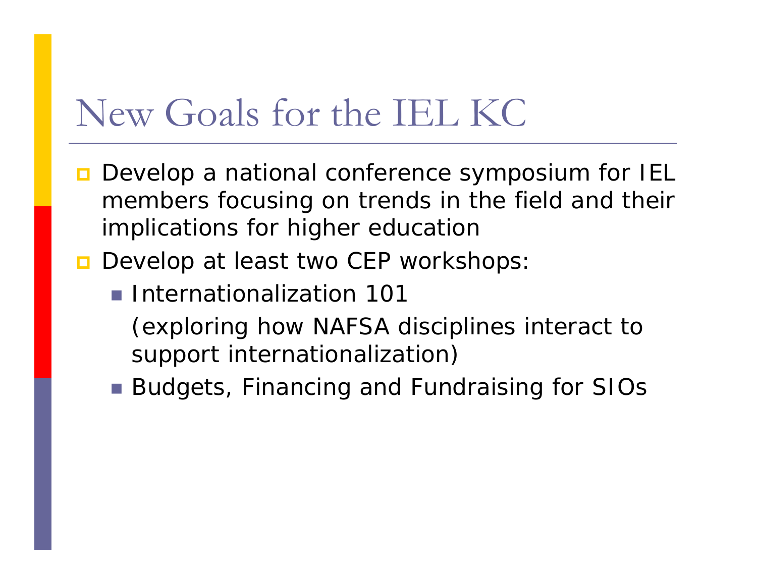# New Goals for the IEL KC

- Develop a national conference symposium for IEL members focusing on trends in the field and their implications for higher education
- Develop at least two CEP workshops:
  - Internationalization 101

    (exploring how NAFSA disciplines interact to support internationalization)
  - Budgets, Financing and Fundraising for SIOs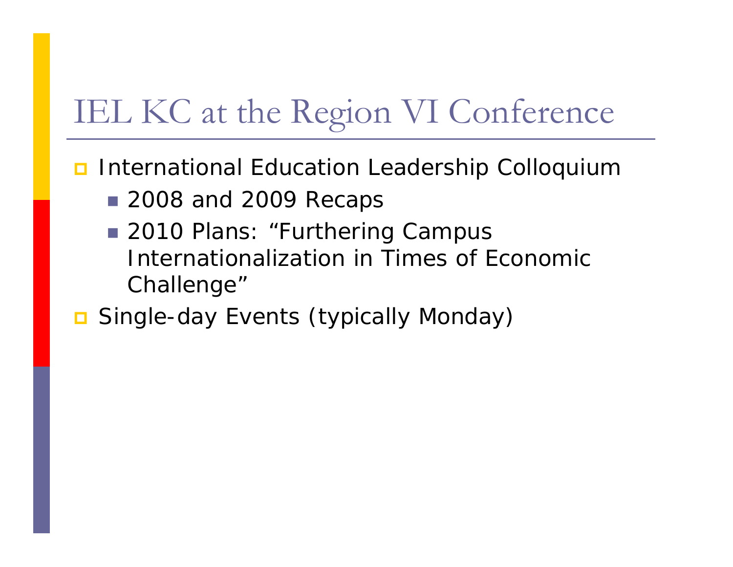# IEL KC at the Region VI Conference

- International Education Leadership Colloquium
  - 2008 and 2009 Recaps
  - 2010 Plans: "Furthering Campus Internationalization in Times of Economic Challenge"
- Single-day Events (typically Monday)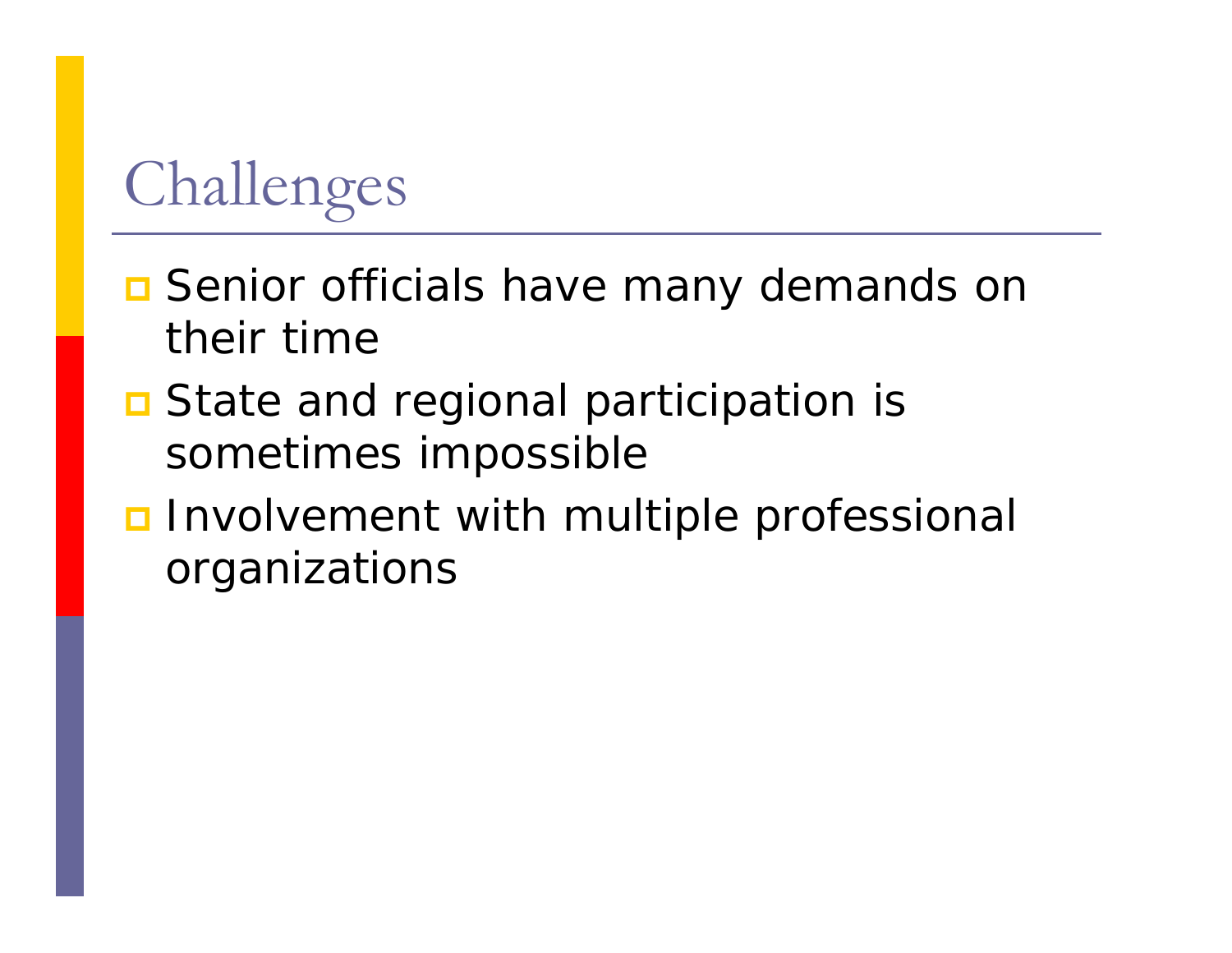# Challenges

- Senior officials have many demands on their time
- State and regional participation is sometimes impossible
- Involvement with multiple professional organizations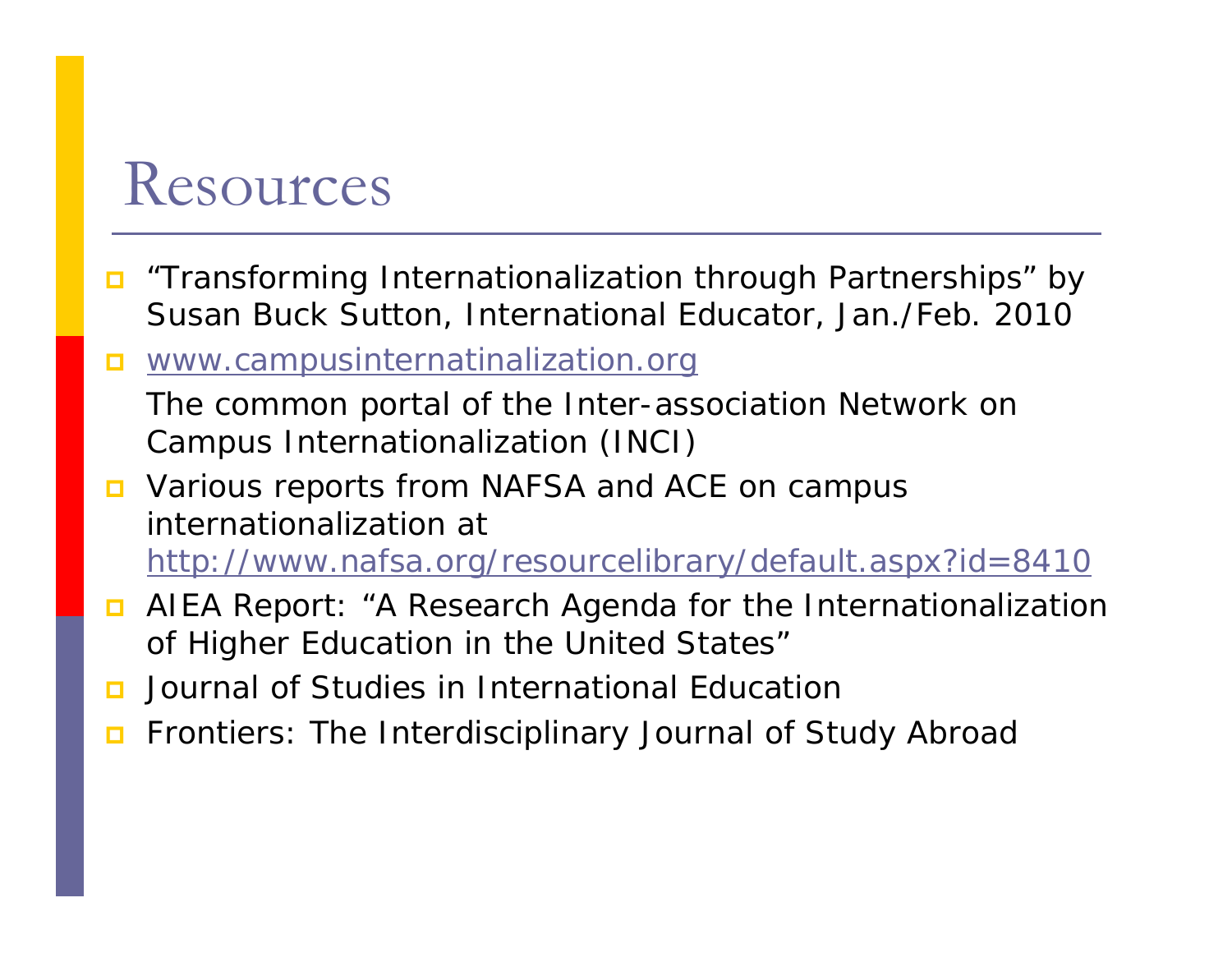# Resources

- "Transforming Internationalization through Partnerships" by Susan Buck Sutton, International Educator, Jan./Feb. 2010
- www.campusinternatinalization.org

  The common portal of the Inter-association Network on Campus Internationalization (INCI)
- Various reports from NAFSA and ACE on campus internationalization at http://www.nafsa.org/resourcelibrary/default.aspx?id=8410
- AIEA Report: "A Research Agenda for the Internationalization of Higher Education in the United States"
- Journal of Studies in International Education
- Frontiers: The Interdisciplinary Journal of Study Abroad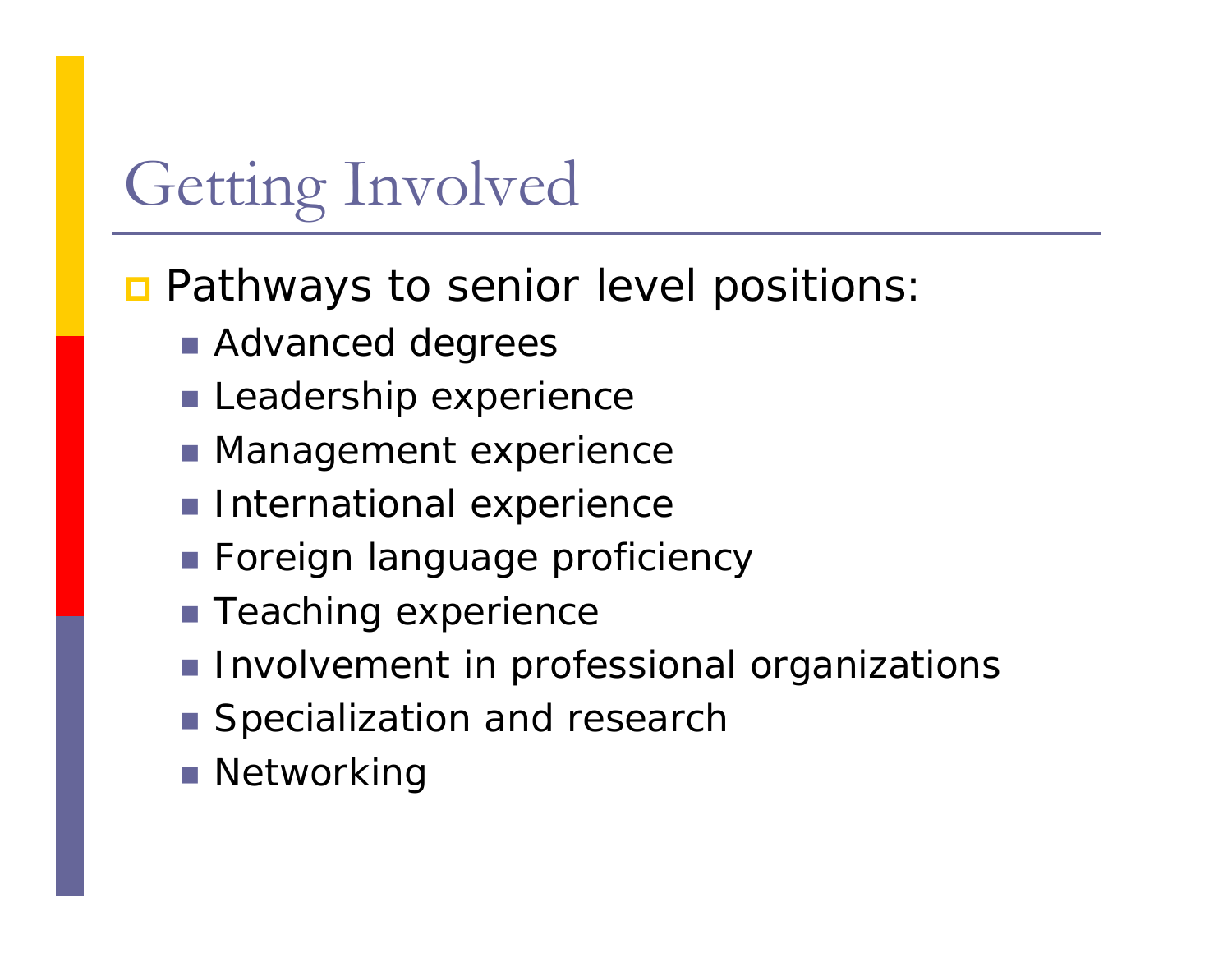# Getting Involved

- Pathways to senior level positions:
  - Advanced degrees
  - Leadership experience
  - Management experience
  - International experience
  - Foreign language proficiency
  - Teaching experience
  - Involvement in professional organizations
  - Specialization and research
  - Networking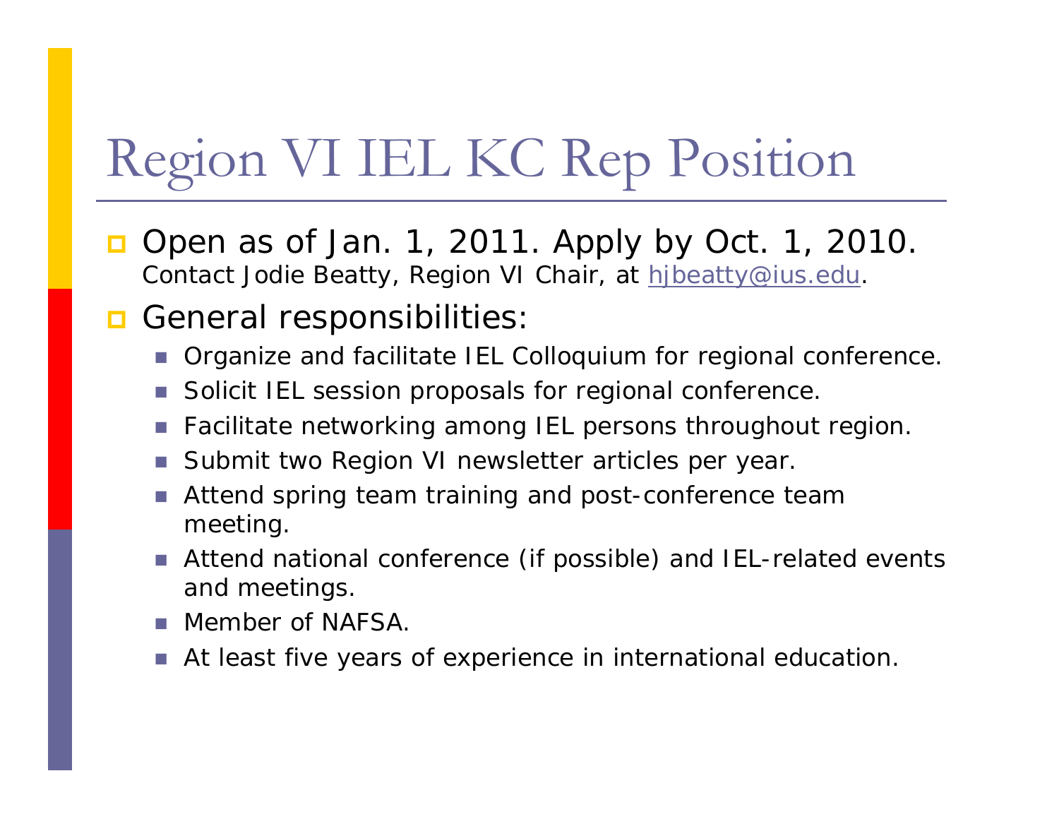# Region VI IEL KC Rep Position

- Open as of Jan. 1, 2011. Apply by Oct. 1, 2010.
  Contact Jodie Beatty, Region VI Chair, at hjbeatty@ius.edu.
- General responsibilities:
  - Organize and facilitate IEL Colloquium for regional conference.
  - Solicit IEL session proposals for regional conference.
  - Facilitate networking among IEL persons throughout region.
  - Submit two Region VI newsletter articles per year.
  - Attend spring team training and post-conference team meeting.
  - Attend national conference (if possible) and IEL-related events and meetings.
  - Member of NAFSA.
  - At least five years of experience in international education.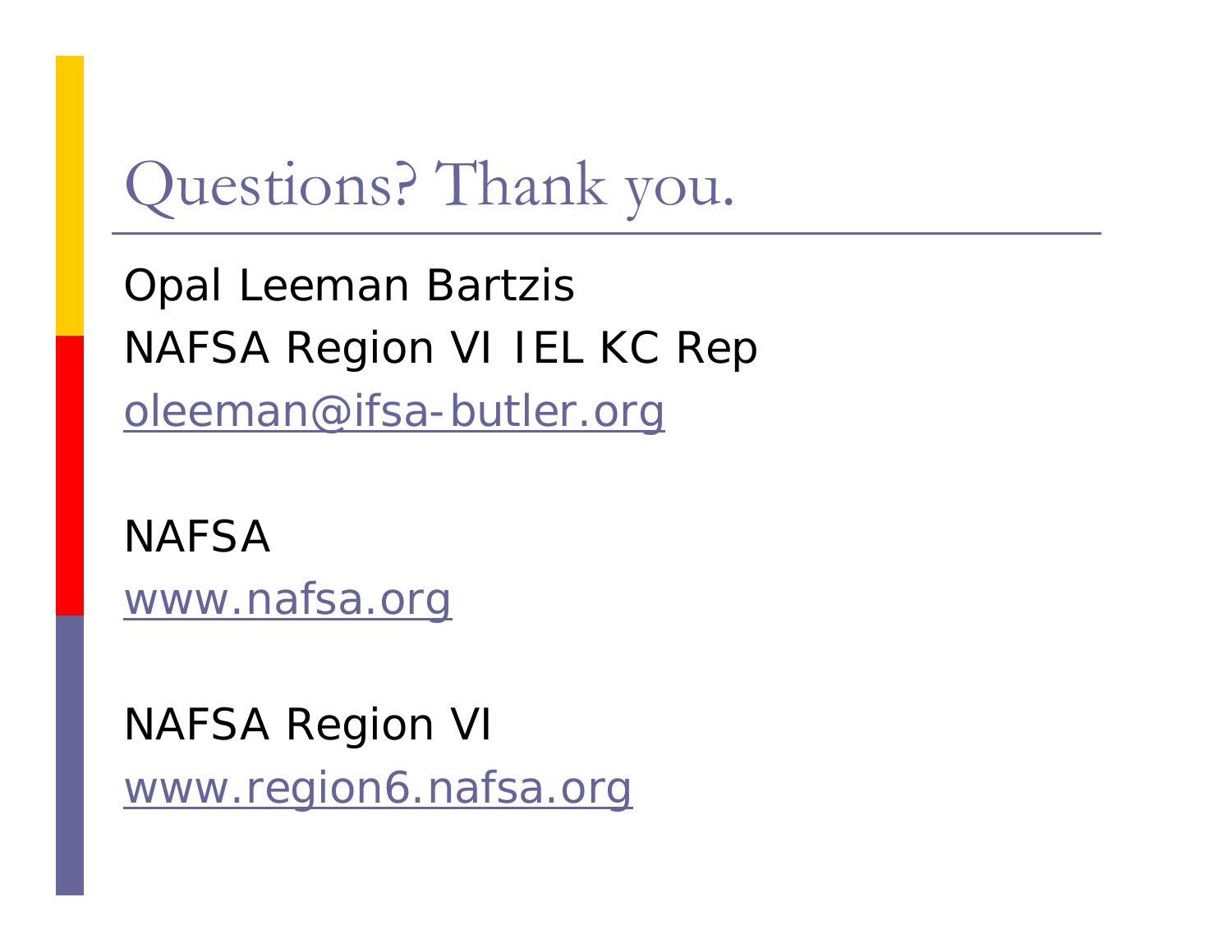# Questions? Thank you.

Opal Leeman Bartzis
NAFSA Region VI IEL KC Rep
oleeman@ifsa-butler.org

NAFSA
www.nafsa.org

NAFSA Region VI
www.region6.nafsa.org